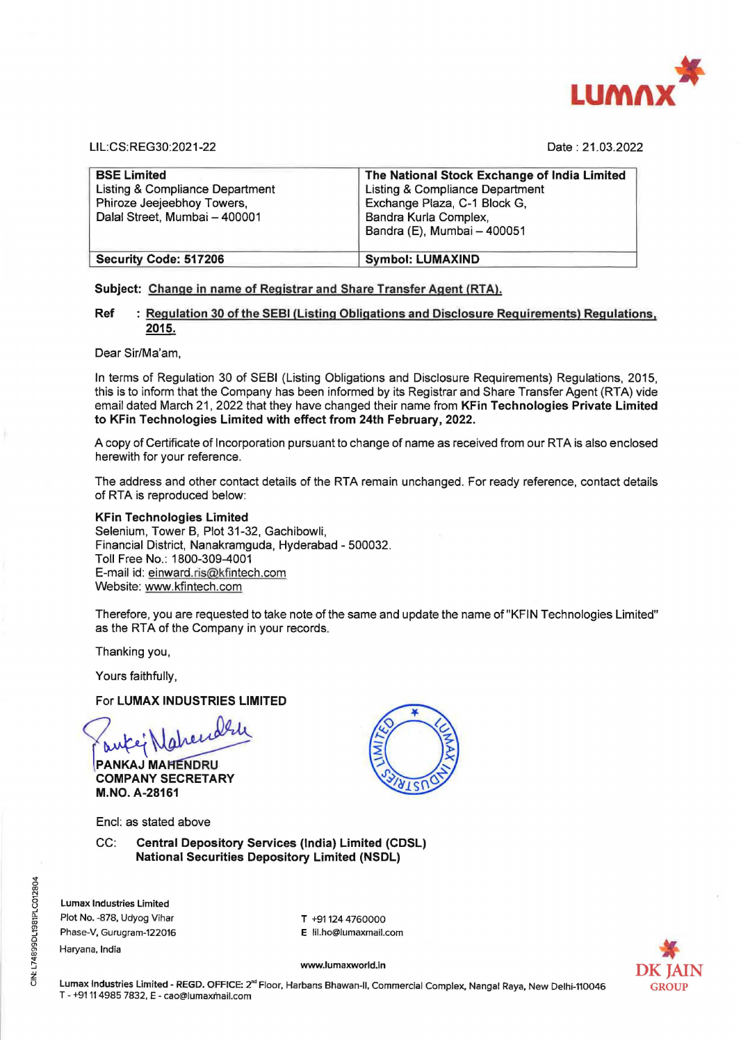LUMAX

LIL:CS:REG30:2021-22

Date : 21.03.2022

| **BSE Limited**<br>Listing & Compliance Department<br>Phiroze Jeejeebhoy Towers,<br>Dalal Street, Mumbai – 400001 | **The National Stock Exchange of India Limited**<br>Listing & Compliance Department<br>Exchange Plaza, C-1 Block G,<br>Bandra Kurla Complex,<br>Bandra (E), Mumbai – 400051 |
|---|---|
| **Security Code: 517206** | **Symbol: LUMAXIND** |

**Subject:** **Change in name of Registrar and Share Transfer Agent (RTA).**

**Ref : Regulation 30 of the SEBI (Listing Obligations and Disclosure Requirements) Regulations, 2015.**

Dear Sir/Ma'am,

In terms of Regulation 30 of SEBI (Listing Obligations and Disclosure Requirements) Regulations, 2015, this is to inform that the Company has been informed by its Registrar and Share Transfer Agent (RTA) vide email dated March 21, 2022 that they have changed their name from **KFin Technologies Private Limited to KFin Technologies Limited with effect from 24th February, 2022.**

A copy of Certificate of Incorporation pursuant to change of name as received from our RTA is also enclosed herewith for your reference.

The address and other contact details of the RTA remain unchanged. For ready reference, contact details of RTA is reproduced below:

**KFin Technologies Limited**
Selenium, Tower B, Plot 31-32, Gachibowli,
Financial District, Nanakramguda, Hyderabad - 500032.
Toll Free No.: 1800-309-4001
E-mail id: einward.ris@kfintech.com
Website: www.kfintech.com

Therefore, you are requested to take note of the same and update the name of "KFIN Technologies Limited" as the RTA of the Company in your records.

Thanking you,

Yours faithfully,

For **LUMAX INDUSTRIES LIMITED**

**PANKAJ MAHENDRU**
**COMPANY SECRETARY**
**M.NO. A-28161**

Encl: as stated above

CC: **Central Depository Services (India) Limited (CDSL)**
**National Securities Depository Limited (NSDL)**

**Lumax Industries Limited**
Plot No. -878, Udyog Vihar
Phase-V, Gurugram-122016
Haryana, India

T +91 124 4760000
E lil.ho@lumaxmail.com

www.lumaxworld.in

Lumax Industries Limited - REGD. OFFICE: 2nd Floor, Harbans Bhawan-II, Commercial Complex, Nangal Raya, New Delhi-110046
T - +91 11 4985 7832, E - cao@lumaxmail.com

CIN: L74899DL1981PLC012804

DK JAIN GROUP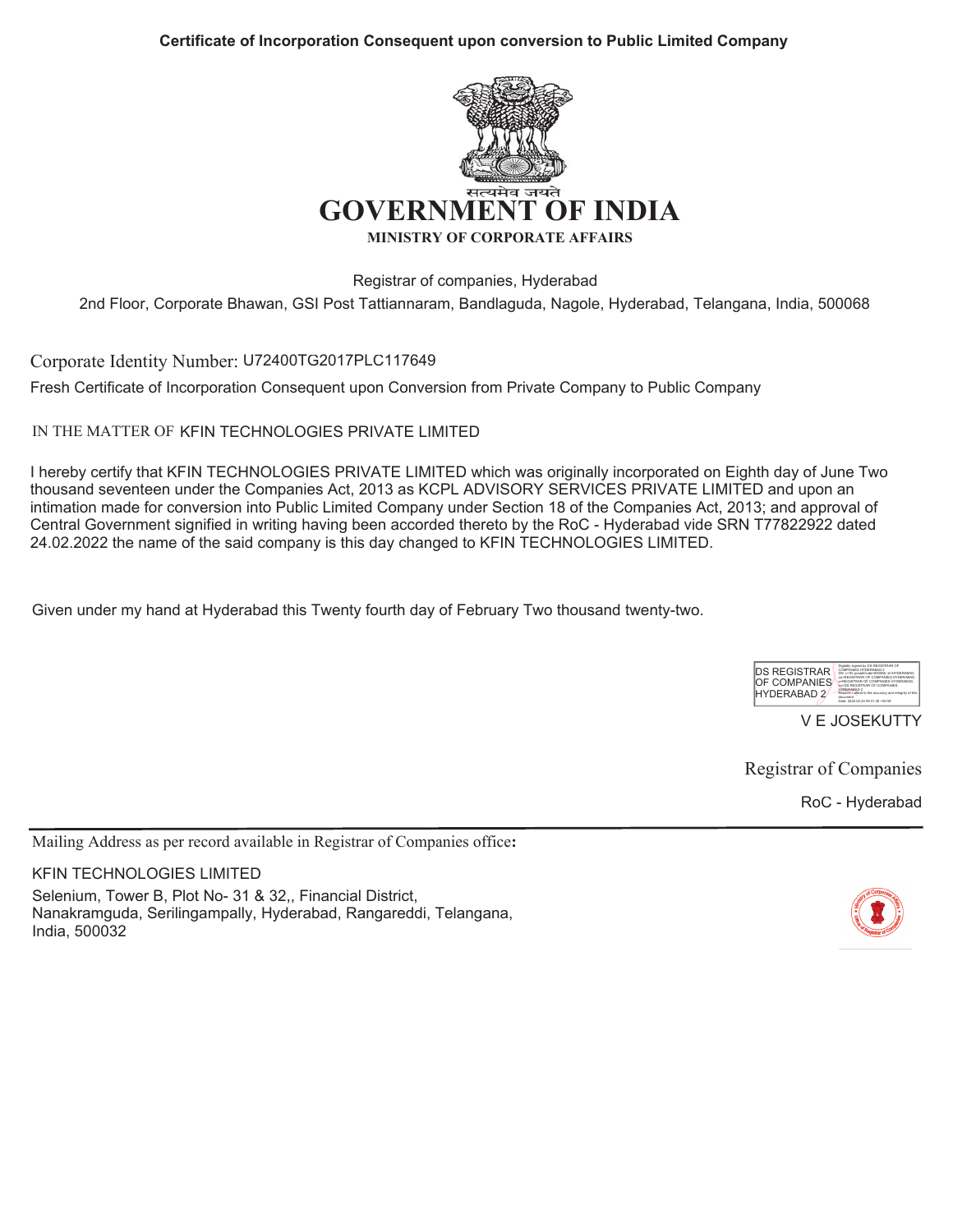**Certificate of Incorporation Consequent upon conversion to Public Limited Company**

सत्यमेव जयते

# GOVERNMENT OF INDIA

**MINISTRY OF CORPORATE AFFAIRS**

Registrar of companies, Hyderabad

2nd Floor, Corporate Bhawan, GSI Post Tattiannaram, Bandlaguda, Nagole, Hyderabad, Telangana, India, 500068

Corporate Identity Number: U72400TG2017PLC117649

Fresh Certificate of Incorporation Consequent upon Conversion from Private Company to Public Company

IN THE MATTER OF KFIN TECHNOLOGIES PRIVATE LIMITED

I hereby certify that KFIN TECHNOLOGIES PRIVATE LIMITED which was originally incorporated on Eighth day of June Two thousand seventeen under the Companies Act, 2013 as KCPL ADVISORY SERVICES PRIVATE LIMITED and upon an intimation made for conversion into Public Limited Company under Section 18 of the Companies Act, 2013; and approval of Central Government signified in writing having been accorded thereto by the RoC - Hyderabad vide SRN T77822922 dated 24.02.2022 the name of the said company is this day changed to KFIN TECHNOLOGIES LIMITED.

Given under my hand at Hyderabad this Twenty fourth day of February Two thousand twenty-two.

DS REGISTRAR OF COMPANIES HYDERABAD 2

V E JOSEKUTTY

Registrar of Companies

RoC - Hyderabad

---

Mailing Address as per record available in Registrar of Companies office:

KFIN TECHNOLOGIES LIMITED

Selenium, Tower B, Plot No- 31 & 32,, Financial District, Nanakramguda, Serilingampally, Hyderabad, Rangareddi, Telangana, India, 500032